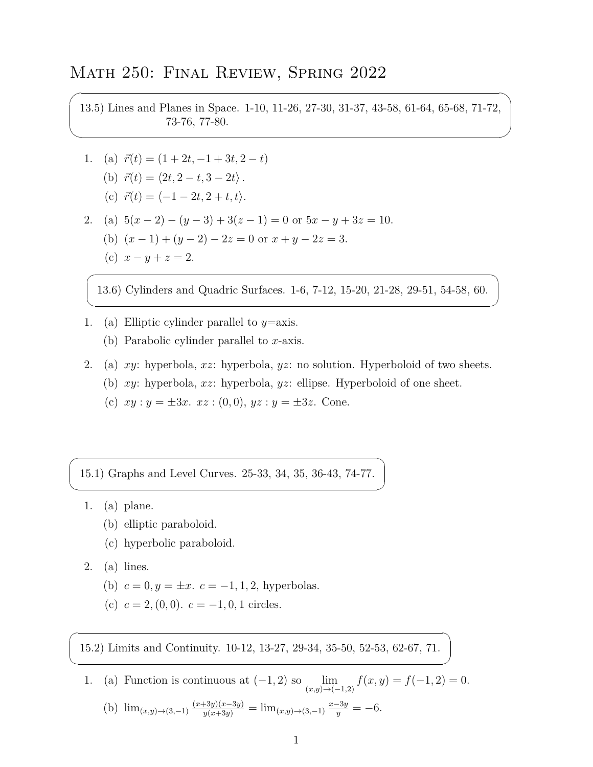# Math 250: Final Review, Spring 2022

**13.5) Lines and Planes in Space.** 1-10, 11-26, 27-30, 31-37, 43-58, 61-64, 65-68, 71-72, 73-76, 77-80.

1. (a) $\vec{r}(t) = (1 + 2t, -1 + 3t, 2 - t)$
   (b) $\vec{r}(t) = \langle 2t, 2 - t, 3 - 2t \rangle$.
   (c) $\vec{r}(t) = \langle -1 - 2t, 2 + t, t \rangle$.

2. (a) $5(x - 2) - (y - 3) + 3(z - 1) = 0$ or $5x - y + 3z = 10$.
   (b) $(x - 1) + (y - 2) - 2z = 0$ or $x + y - 2z = 3$.
   (c) $x - y + z = 2$.

**13.6) Cylinders and Quadric Surfaces.** 1-6, 7-12, 15-20, 21-28, 29-51, 54-58, 60.

1. (a) Elliptic cylinder parallel to $y$=axis.
   (b) Parabolic cylinder parallel to $x$-axis.

2. (a) $xy$: hyperbola, $xz$: hyperbola, $yz$: no solution. Hyperboloid of two sheets.
   (b) $xy$: hyperbola, $xz$: hyperbola, $yz$: ellipse. Hyperboloid of one sheet.
   (c) $xy : y = \pm 3x$. $xz : (0, 0)$, $yz : y = \pm 3z$. Cone.

**15.1) Graphs and Level Curves.** 25-33, 34, 35, 36-43, 74-77.

1. (a) plane.
   (b) elliptic paraboloid.
   (c) hyperbolic paraboloid.

2. (a) lines.
   (b) $c = 0, y = \pm x$. $c = -1, 1, 2$, hyperbolas.
   (c) $c = 2, (0, 0)$. $c = -1, 0, 1$ circles.

**15.2) Limits and Continuity.** 10-12, 13-27, 29-34, 35-50, 52-53, 62-67, 71.

1. (a) Function is continuous at $(-1, 2)$ so $\lim\limits_{(x,y)\to(-1,2)} f(x, y) = f(-1, 2) = 0$.
   (b) $\lim_{(x,y)\to(3,-1)} \frac{(x+3y)(x-3y)}{y(x+3y)} = \lim_{(x,y)\to(3,-1)} \frac{x-3y}{y} = -6$.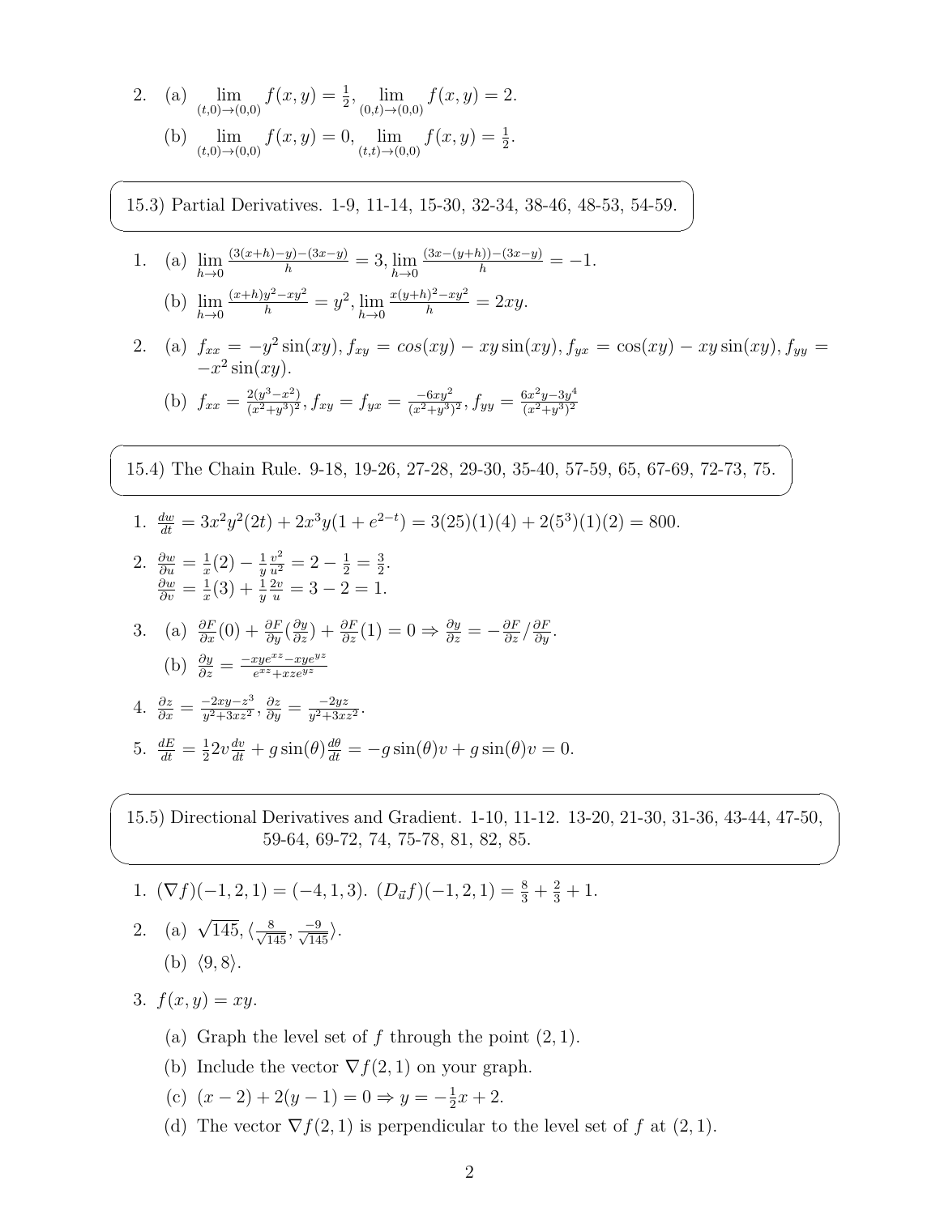2. (a) $\lim_{(t,0)\to(0,0)} f(x,y) = \frac{1}{2}$, $\lim_{(0,t)\to(0,0)} f(x,y) = 2$.

   (b) $\lim_{(t,0)\to(0,0)} f(x,y) = 0$, $\lim_{(t,t)\to(0,0)} f(x,y) = \frac{1}{2}$.

## 15.3) Partial Derivatives. 1-9, 11-14, 15-30, 32-34, 38-46, 48-53, 54-59.

1. (a) $\lim_{h\to 0} \frac{(3(x+h)-y)-(3x-y)}{h} = 3$, $\lim_{h\to 0} \frac{(3x-(y+h))-(3x-y)}{h} = -1$.

   (b) $\lim_{h\to 0} \frac{(x+h)y^2 - xy^2}{h} = y^2$, $\lim_{h\to 0} \frac{x(y+h)^2 - xy^2}{h} = 2xy$.

2. (a) $f_{xx} = -y^2\sin(xy)$, $f_{xy} = cos(xy) - xy\sin(xy)$, $f_{yx} = \cos(xy) - xy\sin(xy)$, $f_{yy} = -x^2\sin(xy)$.

   (b) $f_{xx} = \frac{2(y^3-x^2)}{(x^2+y^3)^2}$, $f_{xy} = f_{yx} = \frac{-6xy^2}{(x^2+y^3)^2}$, $f_{yy} = \frac{6x^2y - 3y^4}{(x^2+y^3)^2}$

## 15.4) The Chain Rule. 9-18, 19-26, 27-28, 29-30, 35-40, 57-59, 65, 67-69, 72-73, 75.

1. $\frac{dw}{dt} = 3x^2y^2(2t) + 2x^3y(1+e^{2-t}) = 3(25)(1)(4) + 2(5^3)(1)(2) = 800$.

2. $\frac{\partial w}{\partial u} = \frac{1}{x}(2) - \frac{1}{y}\frac{v^2}{u^2} = 2 - \frac{1}{2} = \frac{3}{2}$.
   $\frac{\partial w}{\partial v} = \frac{1}{x}(3) + \frac{1}{y}\frac{2v}{u} = 3 - 2 = 1$.

3. (a) $\frac{\partial F}{\partial x}(0) + \frac{\partial F}{\partial y}(\frac{\partial y}{\partial z}) + \frac{\partial F}{\partial z}(1) = 0 \Rightarrow \frac{\partial y}{\partial z} = -\frac{\partial F}{\partial z}/\frac{\partial F}{\partial y}$.

   (b) $\frac{\partial y}{\partial z} = \frac{-xye^{xz} - xye^{yz}}{e^{xz} + xze^{yz}}$

4. $\frac{\partial z}{\partial x} = \frac{-2xy - z^3}{y^2 + 3xz^2}$, $\frac{\partial z}{\partial y} = \frac{-2yz}{y^2+3xz^2}$.

5. $\frac{dE}{dt} = \frac{1}{2}2v\frac{dv}{dt} + g\sin(\theta)\frac{d\theta}{dt} = -g\sin(\theta)v + g\sin(\theta)v = 0$.

## 15.5) Directional Derivatives and Gradient. 1-10, 11-12. 13-20, 21-30, 31-36, 43-44, 47-50, 59-64, 69-72, 74, 75-78, 81, 82, 85.

1. $(\nabla f)(-1,2,1) = (-4,1,3)$. $(D_{\vec{u}}f)(-1,2,1) = \frac{8}{3} + \frac{2}{3} + 1$.

2. (a) $\sqrt{145}$, $\langle \frac{8}{\sqrt{145}}, \frac{-9}{\sqrt{145}} \rangle$.

   (b) $\langle 9, 8 \rangle$.

3. $f(x,y) = xy$.

   (a) Graph the level set of $f$ through the point $(2,1)$.

   (b) Include the vector $\nabla f(2,1)$ on your graph.

   (c) $(x-2) + 2(y-1) = 0 \Rightarrow y = -\frac{1}{2}x + 2$.

   (d) The vector $\nabla f(2,1)$ is perpendicular to the level set of $f$ at $(2,1)$.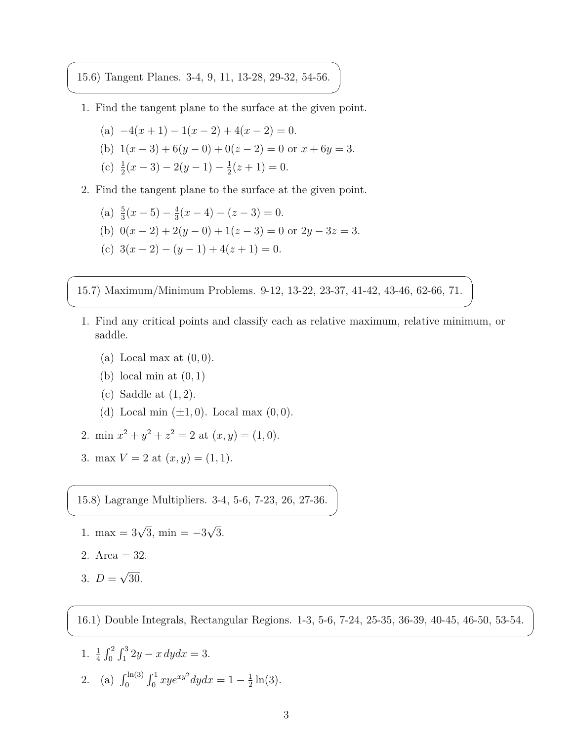15.6) Tangent Planes. 3-4, 9, 11, 13-28, 29-32, 54-56.

1. Find the tangent plane to the surface at the given point.

   (a) $-4(x+1) - 1(x-2) + 4(x-2) = 0$.

   (b) $1(x-3) + 6(y-0) + 0(z-2) = 0$ or $x + 6y = 3$.

   (c) $\frac{1}{2}(x-3) - 2(y-1) - \frac{1}{2}(z+1) = 0$.

2. Find the tangent plane to the surface at the given point.

   (a) $\frac{5}{3}(x-5) - \frac{4}{3}(x-4) - (z-3) = 0$.

   (b) $0(x-2) + 2(y-0) + 1(z-3) = 0$ or $2y - 3z = 3$.

   (c) $3(x-2) - (y-1) + 4(z+1) = 0$.

15.7) Maximum/Minimum Problems. 9-12, 13-22, 23-37, 41-42, 43-46, 62-66, 71.

1. Find any critical points and classify each as relative maximum, relative minimum, or saddle.

   (a) Local max at $(0,0)$.

   (b) local min at $(0,1)$

   (c) Saddle at $(1,2)$.

   (d) Local min $(\pm 1, 0)$. Local max $(0,0)$.

2. min $x^2 + y^2 + z^2 = 2$ at $(x,y) = (1,0)$.

3. max $V = 2$ at $(x,y) = (1,1)$.

15.8) Lagrange Multipliers. 3-4, 5-6, 7-23, 26, 27-36.

1. max $= 3\sqrt{3}$, min $= -3\sqrt{3}$.

2. Area $= 32$.

3. $D = \sqrt{30}$.

16.1) Double Integrals, Rectangular Regions. 1-3, 5-6, 7-24, 25-35, 36-39, 40-45, 46-50, 53-54.

1. $\frac{1}{4}\int_0^2 \int_1^3 2y - x \, dydx = 3$.

2. (a) $\int_0^{\ln(3)} \int_0^1 xye^{xy^2} dydx = 1 - \frac{1}{2}\ln(3)$.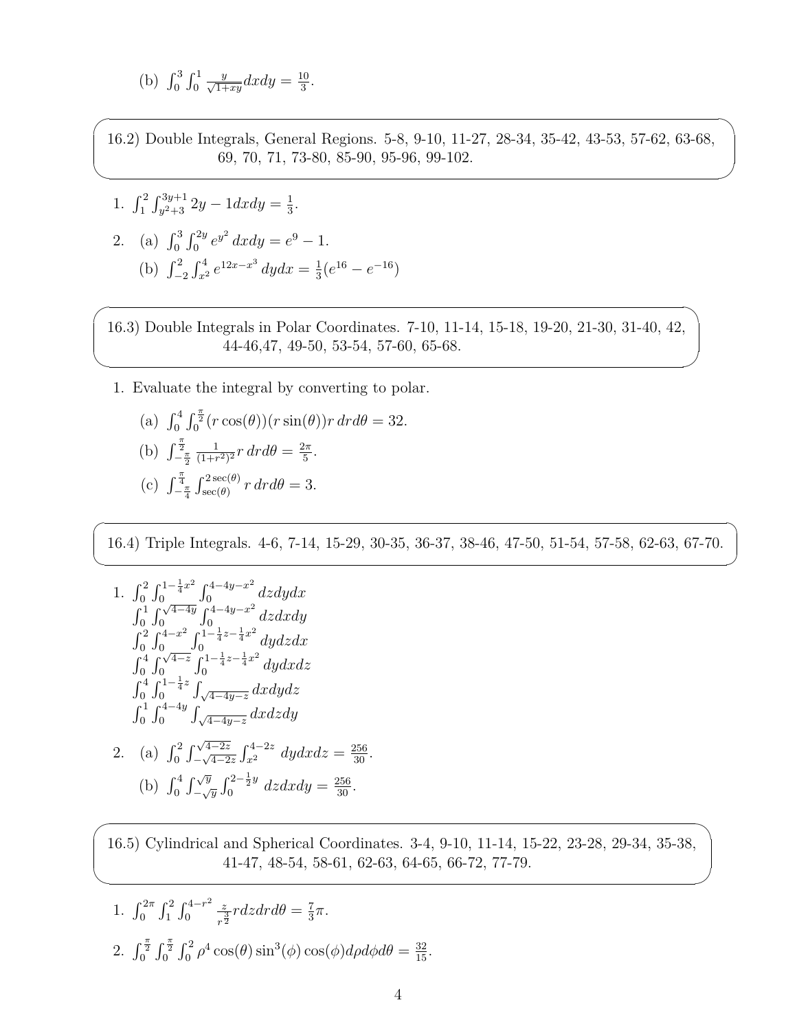(b) $\int_0^3 \int_0^1 \frac{y}{\sqrt{1+xy}} dxdy = \frac{10}{3}$.

16.2) Double Integrals, General Regions. 5-8, 9-10, 11-27, 28-34, 35-42, 43-53, 57-62, 63-68, 69, 70, 71, 73-80, 85-90, 95-96, 99-102.

1. $\int_1^2 \int_{y^2+3}^{3y+1} 2y - 1dxdy = \frac{1}{3}$.

2. (a) $\int_0^3 \int_0^{2y} e^{y^2}\, dxdy = e^9 - 1$.

   (b) $\int_{-2}^2 \int_{x^2}^4 e^{12x-x^3}\, dydx = \frac{1}{3}(e^{16} - e^{-16})$

16.3) Double Integrals in Polar Coordinates. 7-10, 11-14, 15-18, 19-20, 21-30, 31-40, 42, 44-46,47, 49-50, 53-54, 57-60, 65-68.

1. Evaluate the integral by converting to polar.

   (a) $\int_0^4 \int_0^{\frac{\pi}{2}} (r\cos(\theta))(r\sin(\theta))r\, drd\theta = 32$.

   (b) $\int_{-\frac{\pi}{2}}^{\frac{\pi}{2}} \frac{1}{(1+r^2)^2} r\, drd\theta = \frac{2\pi}{5}$.

   (c) $\int_{-\frac{\pi}{4}}^{\frac{\pi}{4}} \int_{\sec(\theta)}^{2\sec(\theta)} r\, drd\theta = 3$.

16.4) Triple Integrals. 4-6, 7-14, 15-29, 30-35, 36-37, 38-46, 47-50, 51-54, 57-58, 62-63, 67-70.

1. $\int_0^2 \int_0^{1-\frac{1}{4}x^2} \int_0^{4-4y-x^2} dzdydx$
   $\int_0^1 \int_0^{\sqrt{4-4y}} \int_0^{4-4y-x^2} dzdxdy$
   $\int_0^2 \int_0^{4-x^2} \int_0^{1-\frac{1}{4}z-\frac{1}{4}x^2} dydzdx$
   $\int_0^4 \int_0^{\sqrt{4-z}} \int_0^{1-\frac{1}{4}z-\frac{1}{4}x^2} dydxdz$
   $\int_0^4 \int_0^{1-\frac{1}{4}z} \int_{\sqrt{4-4y-z}} dxdydz$
   $\int_0^1 \int_0^{4-4y} \int_{\sqrt{4-4y-z}} dxdzdy$

2. (a) $\int_0^2 \int_{-\sqrt{4-2z}}^{\sqrt{4-2z}} \int_{x^2}^{4-2z}\, dydxdz = \frac{256}{30}$.

   (b) $\int_0^4 \int_{-\sqrt{y}}^{\sqrt{y}} \int_0^{2-\frac{1}{2}y}\, dzdxdy = \frac{256}{30}$.

16.5) Cylindrical and Spherical Coordinates. 3-4, 9-10, 11-14, 15-22, 23-28, 29-34, 35-38, 41-47, 48-54, 58-61, 62-63, 64-65, 66-72, 77-79.

1. $\int_0^{2\pi} \int_1^2 \int_0^{4-r^2} \frac{z}{r^{\frac{3}{2}}} rdzdrd\theta = \frac{7}{3}\pi$.

2. $\int_0^{\frac{\pi}{2}} \int_0^{\frac{\pi}{2}} \int_0^2 \rho^4 \cos(\theta)\sin^3(\phi)\cos(\phi)d\rho d\phi d\theta = \frac{32}{15}$.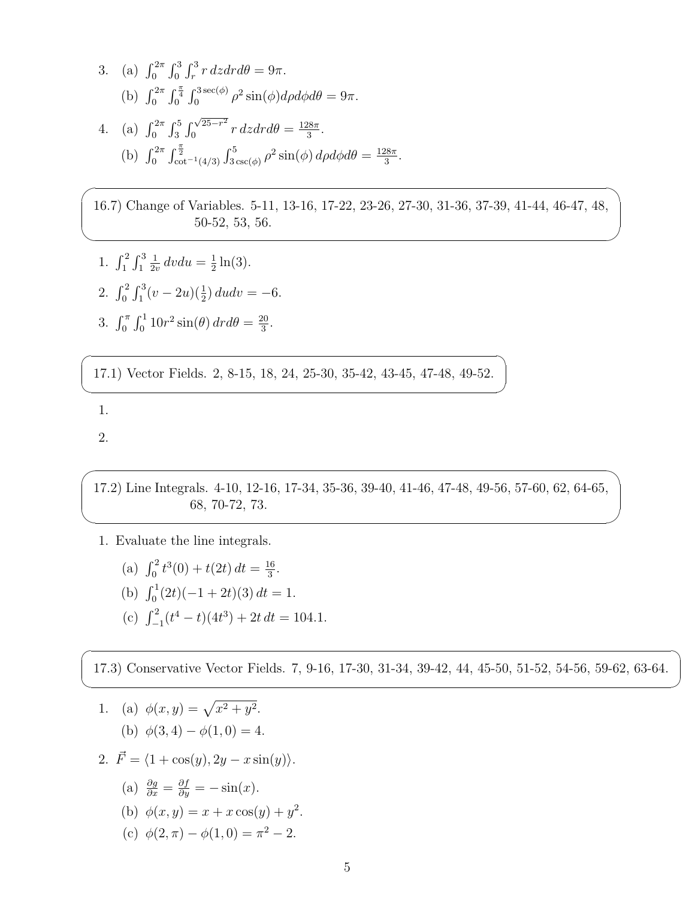3. (a) $\int_0^{2\pi} \int_0^3 \int_r^3 r\, dz dr d\theta = 9\pi$.

   (b) $\int_0^{2\pi} \int_0^{\frac{\pi}{4}} \int_0^{3\sec(\phi)} \rho^2 \sin(\phi) d\rho d\phi d\theta = 9\pi$.

4. (a) $\int_0^{2\pi} \int_3^5 \int_0^{\sqrt{25-r^2}} r\, dz dr d\theta = \frac{128\pi}{3}$.

   (b) $\int_0^{2\pi} \int_{\cot^{-1}(4/3)}^{\frac{\pi}{2}} \int_{3\csc(\phi)}^5 \rho^2 \sin(\phi)\, d\rho d\phi d\theta = \frac{128\pi}{3}$.

16.7) Change of Variables. 5-11, 13-16, 17-22, 23-26, 27-30, 31-36, 37-39, 41-44, 46-47, 48, 50-52, 53, 56.

1. $\int_1^2 \int_1^3 \frac{1}{2v}\, dv du = \frac{1}{2}\ln(3)$.

2. $\int_0^2 \int_1^3 (v - 2u)(\frac{1}{2})\, du dv = -6$.

3. $\int_0^{\pi} \int_0^1 10r^2 \sin(\theta)\, dr d\theta = \frac{20}{3}$.

17.1) Vector Fields. 2, 8-15, 18, 24, 25-30, 35-42, 43-45, 47-48, 49-52.

1. 

2. 

17.2) Line Integrals. 4-10, 12-16, 17-34, 35-36, 39-40, 41-46, 47-48, 49-56, 57-60, 62, 64-65, 68, 70-72, 73.

1. Evaluate the line integrals.

   (a) $\int_0^2 t^3(0) + t(2t)\, dt = \frac{16}{3}$.

   (b) $\int_0^1 (2t)(-1 + 2t)(3)\, dt = 1$.

   (c) $\int_{-1}^2 (t^4 - t)(4t^3) + 2t\, dt = 104.1$.

17.3) Conservative Vector Fields. 7, 9-16, 17-30, 31-34, 39-42, 44, 45-50, 51-52, 54-56, 59-62, 63-64.

1. (a) $\phi(x, y) = \sqrt{x^2 + y^2}$.

   (b) $\phi(3, 4) - \phi(1, 0) = 4$.

2. $\vec{F} = \langle 1 + \cos(y), 2y - x\sin(y) \rangle$.

   (a) $\frac{\partial g}{\partial x} = \frac{\partial f}{\partial y} = -\sin(x)$.

   (b) $\phi(x, y) = x + x\cos(y) + y^2$.

   (c) $\phi(2, \pi) - \phi(1, 0) = \pi^2 - 2$.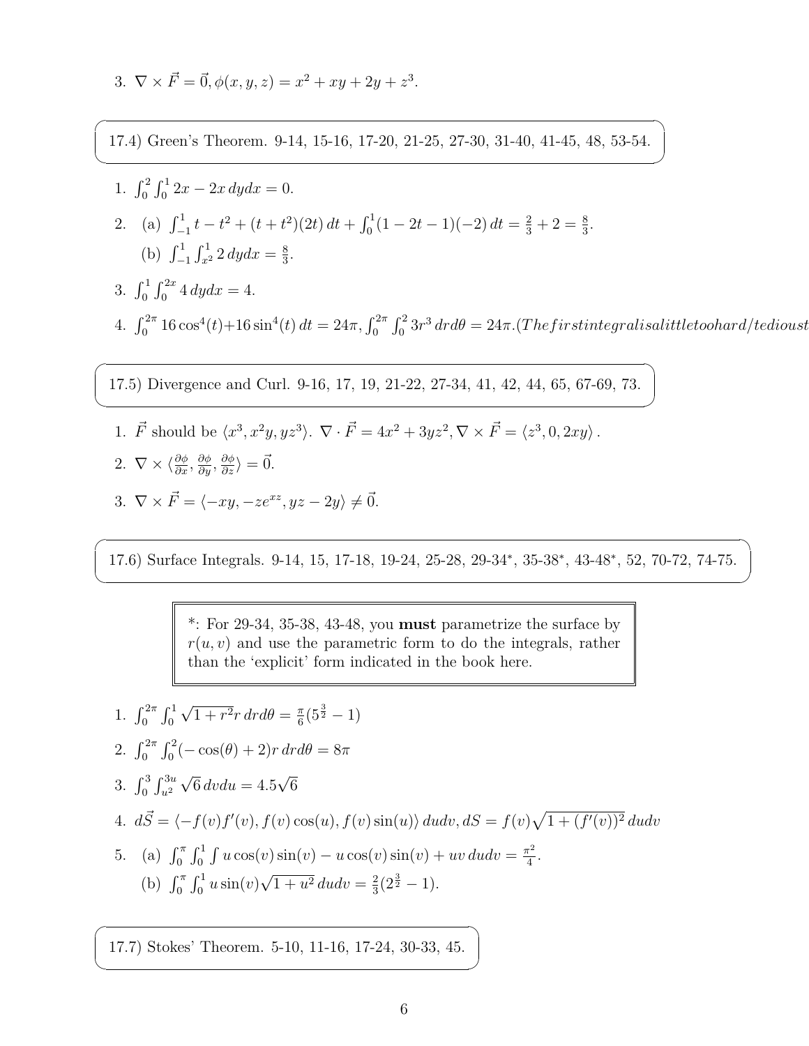3. $\nabla \times \vec{F} = \vec{0}, \phi(x,y,z) = x^2 + xy + 2y + z^3$.

## 17.4) Green's Theorem. 9-14, 15-16, 17-20, 21-25, 27-30, 31-40, 41-45, 48, 53-54.

1. $\int_0^2 \int_0^1 2x - 2x \, dydx = 0$.
2. (a) $\int_{-1}^1 t - t^2 + (t+t^2)(2t)\, dt + \int_0^1 (1-2t-1)(-2)\, dt = \frac{2}{3} + 2 = \frac{8}{3}$.

   (b) $\int_{-1}^1 \int_{x^2}^1 2 \, dydx = \frac{8}{3}$.
3. $\int_0^1 \int_0^{2x} 4 \, dydx = 4$.
4. $\int_0^{2\pi} 16\cos^4(t) + 16\sin^4(t)\, dt = 24\pi, \int_0^{2\pi}\int_0^2 3r^3 \, drd\theta = 24\pi. (The first integral is a little too hard/tedious t$

## 17.5) Divergence and Curl. 9-16, 17, 19, 21-22, 27-34, 41, 42, 44, 65, 67-69, 73.

1. $\vec{F}$ should be $\langle x^3, x^2y, yz^3 \rangle$. $\nabla \cdot \vec{F} = 4x^2 + 3yz^2, \nabla \times \vec{F} = \langle z^3, 0, 2xy \rangle$.
2. $\nabla \times \langle \frac{\partial \phi}{\partial x}, \frac{\partial \phi}{\partial y}, \frac{\partial \phi}{\partial z} \rangle = \vec{0}$.
3. $\nabla \times \vec{F} = \langle -xy, -ze^{xz}, yz - 2y \rangle \neq \vec{0}$.

## 17.6) Surface Integrals. 9-14, 15, 17-18, 19-24, 25-28, 29-34*, 35-38*, 43-48*, 52, 70-72, 74-75.

> *: For 29-34, 35-38, 43-48, you **must** parametrize the surface by $r(u,v)$ and use the parametric form to do the integrals, rather than the 'explicit' form indicated in the book here.

1. $\int_0^{2\pi} \int_0^1 \sqrt{1+r^2} r \, drd\theta = \frac{\pi}{6}(5^{\frac{3}{2}} - 1)$
2. $\int_0^{2\pi} \int_0^2 (-\cos(\theta) + 2) r \, drd\theta = 8\pi$
3. $\int_0^3 \int_{u^2}^{3u} \sqrt{6} \, dvdu = 4.5\sqrt{6}$
4. $d\vec{S} = \langle -f(v)f'(v), f(v)\cos(u), f(v)\sin(u) \rangle \, dudv, dS = f(v)\sqrt{1 + (f'(v))^2}\, dudv$
5. (a) $\int_0^{\pi} \int_0^1 \int u\cos(v)\sin(v) - u\cos(v)\sin(v) + uv \, dudv = \frac{\pi^2}{4}$.

   (b) $\int_0^{\pi} \int_0^1 u\sin(v)\sqrt{1+u^2}\, dudv = \frac{2}{3}(2^{\frac{3}{2}} - 1)$.

## 17.7) Stokes' Theorem. 5-10, 11-16, 17-24, 30-33, 45.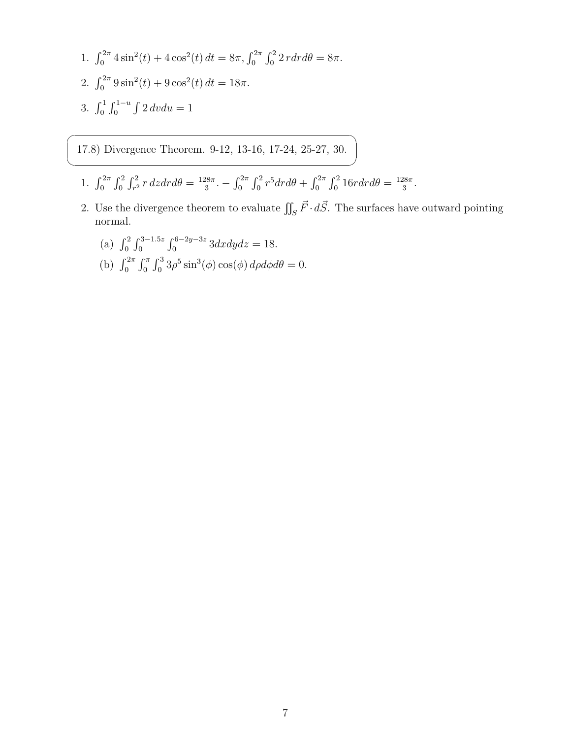1. $\int_0^{2\pi} 4\sin^2(t) + 4\cos^2(t)\, dt = 8\pi$, $\int_0^{2\pi}\int_0^2 2\, r dr d\theta = 8\pi$.
2. $\int_0^{2\pi} 9\sin^2(t) + 9\cos^2(t)\, dt = 18\pi$.
3. $\int_0^1 \int_0^{1-u} \int 2\, dv du = 1$

17.8) Divergence Theorem. 9-12, 13-16, 17-24, 25-27, 30.

1. $\int_0^{2\pi}\int_0^2\int_{r^2}^2 r\, dz dr d\theta = \frac{128\pi}{3}$. $-\int_0^{2\pi}\int_0^2 r^5 dr d\theta + \int_0^{2\pi}\int_0^2 16 r dr d\theta = \frac{128\pi}{3}$.
2. Use the divergence theorem to evaluate $\iint_S \vec{F} \cdot d\vec{S}$. The surfaces have outward pointing normal.
   (a) $\int_0^2 \int_0^{3-1.5z} \int_0^{6-2y-3z} 3 dx dy dz = 18$.
   (b) $\int_0^{2\pi}\int_0^{\pi}\int_0^3 3\rho^5 \sin^3(\phi)\cos(\phi)\, d\rho d\phi d\theta = 0$.